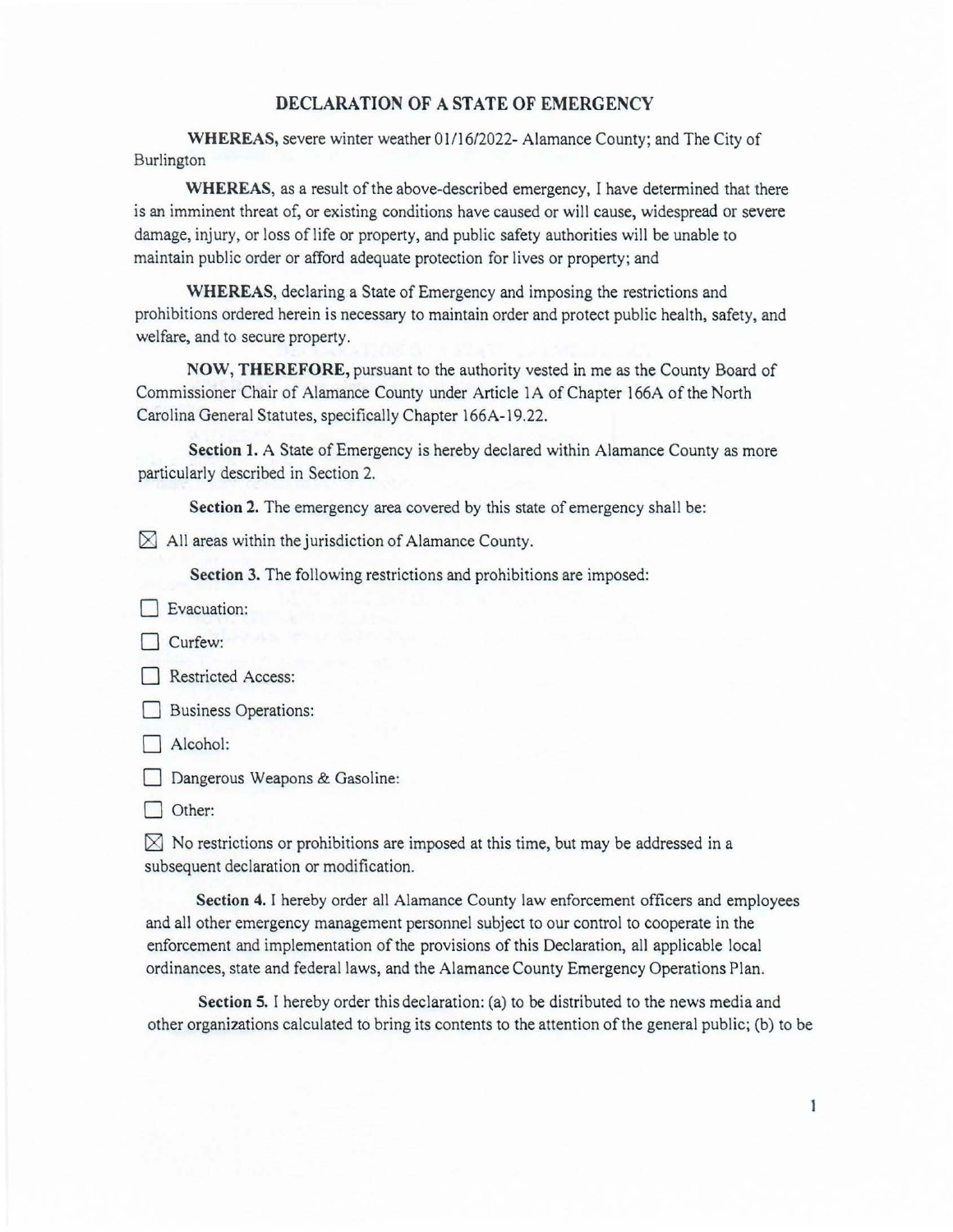# DECLARATION OF A STATE OF EMERGENCY

**WHEREAS,** severe winter weather 01/16/2022- Alamance County; and The City of Burlington

**WHEREAS,** as a result of the above-described emergency, I have determined that there is an imminent threat of, or existing conditions have caused or will cause, widespread or severe damage, injury, or loss of life or property, and public safety authorities will be unable to maintain public order or afford adequate protection for lives or property; and

**WHEREAS,** declaring a State of Emergency and imposing the restrictions and prohibitions ordered herein is necessary to maintain order and protect public health, safety, and welfare, and to secure property.

**NOW, THEREFORE,** pursuant to the authority vested in me as the County Board of Commissioner Chair of Alamance County under Article 1A of Chapter 166A of the North Carolina General Statutes, specifically Chapter 166A-19.22.

**Section 1.** A State of Emergency is hereby declared within Alamance County as more particularly described in Section 2.

**Section 2.** The emergency area covered by this state of emergency shall be:

☒ All areas within the jurisdiction of Alamance County.

**Section 3.** The following restrictions and prohibitions are imposed:

☐ Evacuation:

☐ Curfew:

☐ Restricted Access:

☐ Business Operations:

☐ Alcohol:

☐ Dangerous Weapons & Gasoline:

☐ Other:

☒ No restrictions or prohibitions are imposed at this time, but may be addressed in a subsequent declaration or modification.

**Section 4.** I hereby order all Alamance County law enforcement officers and employees and all other emergency management personnel subject to our control to cooperate in the enforcement and implementation of the provisions of this Declaration, all applicable local ordinances, state and federal laws, and the Alamance County Emergency Operations Plan.

**Section 5.** I hereby order this declaration: (a) to be distributed to the news media and other organizations calculated to bring its contents to the attention of the general public; (b) to be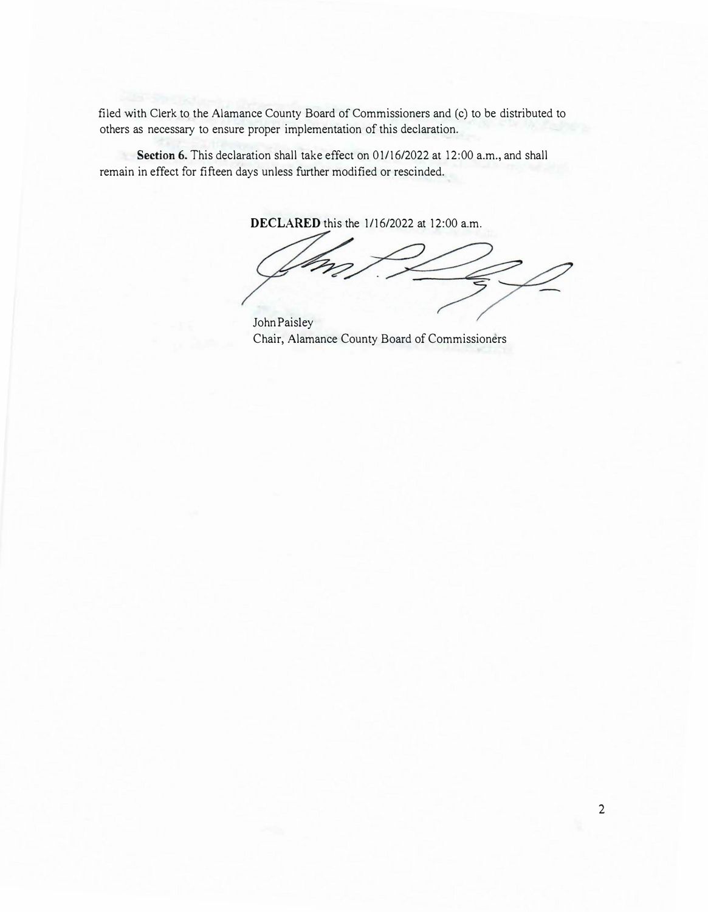filed with Clerk to the Alamance County Board of Commissioners and (c) to be distributed to others as necessary to ensure proper implementation of this declaration.

**Section 6.** This declaration shall take effect on 01/16/2022 at 12:00 a.m., and shall remain in effect for fifteen days unless further modified or rescinded.

**DECLARED** this the 1/16/2022 at 12:00 a.m.

John Paisley
Chair, Alamance County Board of Commissioners